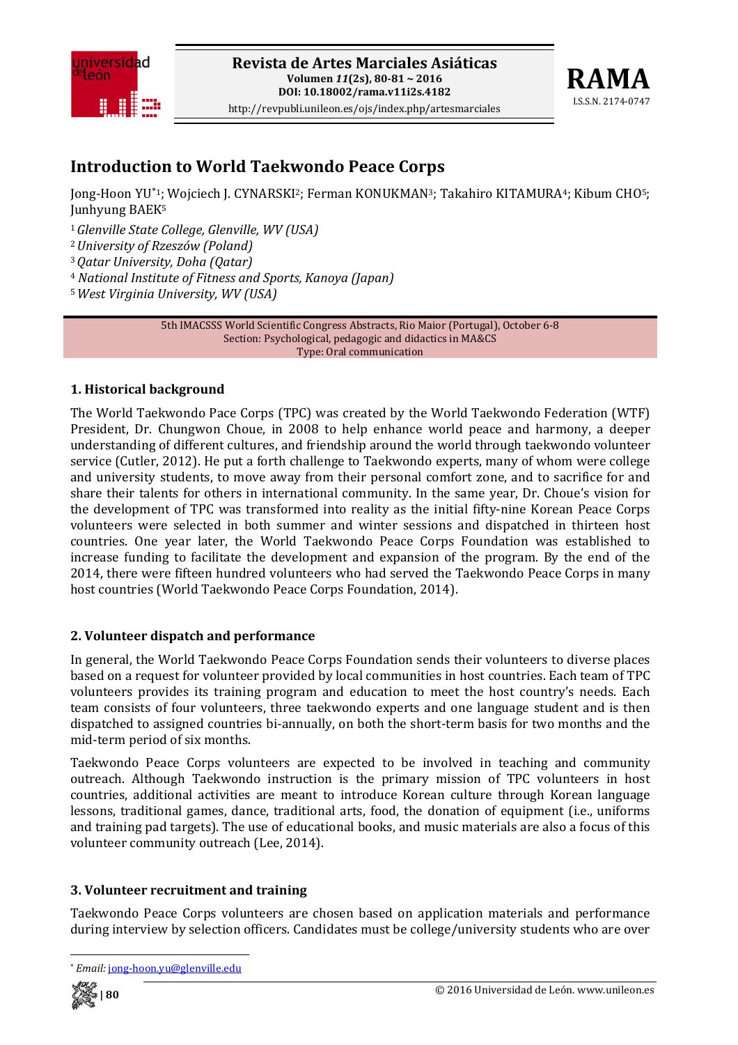# Introduction to World Taekwondo Peace Corps

Jong-Hoon YU*[1]; Wojciech J. CYNARSKI[2]; Ferman KONUKMAN[3]; Takahiro KITAMURA[4]; Kibum CHO[5]; Junhyung BAEK[5]

[1] *Glenville State College, Glenville, WV (USA)*
[2] *University of Rzeszów (Poland)*
[3] *Qatar University, Doha (Qatar)*
[4] *National Institute of Fitness and Sports, Kanoya (Japan)*
[5] *West Virginia University, WV (USA)*

5th IMACSSS World Scientific Congress Abstracts, Rio Maior (Portugal), October 6-8
Section: Psychological, pedagogic and didactics in MA&CS
Type: Oral communication

## 1. Historical background

The World Taekwondo Pace Corps (TPC) was created by the World Taekwondo Federation (WTF) President, Dr. Chungwon Choue, in 2008 to help enhance world peace and harmony, a deeper understanding of different cultures, and friendship around the world through taekwondo volunteer service (Cutler, 2012). He put a forth challenge to Taekwondo experts, many of whom were college and university students, to move away from their personal comfort zone, and to sacrifice for and share their talents for others in international community. In the same year, Dr. Choue's vision for the development of TPC was transformed into reality as the initial fifty-nine Korean Peace Corps volunteers were selected in both summer and winter sessions and dispatched in thirteen host countries. One year later, the World Taekwondo Peace Corps Foundation was established to increase funding to facilitate the development and expansion of the program. By the end of the 2014, there were fifteen hundred volunteers who had served the Taekwondo Peace Corps in many host countries (World Taekwondo Peace Corps Foundation, 2014).

## 2. Volunteer dispatch and performance

In general, the World Taekwondo Peace Corps Foundation sends their volunteers to diverse places based on a request for volunteer provided by local communities in host countries. Each team of TPC volunteers provides its training program and education to meet the host country's needs. Each team consists of four volunteers, three taekwondo experts and one language student and is then dispatched to assigned countries bi-annually, on both the short-term basis for two months and the mid-term period of six months.

Taekwondo Peace Corps volunteers are expected to be involved in teaching and community outreach. Although Taekwondo instruction is the primary mission of TPC volunteers in host countries, additional activities are meant to introduce Korean culture through Korean language lessons, traditional games, dance, traditional arts, food, the donation of equipment (i.e., uniforms and training pad targets). The use of educational books, and music materials are also a focus of this volunteer community outreach (Lee, 2014).

## 3. Volunteer recruitment and training

Taekwondo Peace Corps volunteers are chosen based on application materials and performance during interview by selection officers. Candidates must be college/university students who are over

* *Email:* jong-hoon.yu@glenville.edu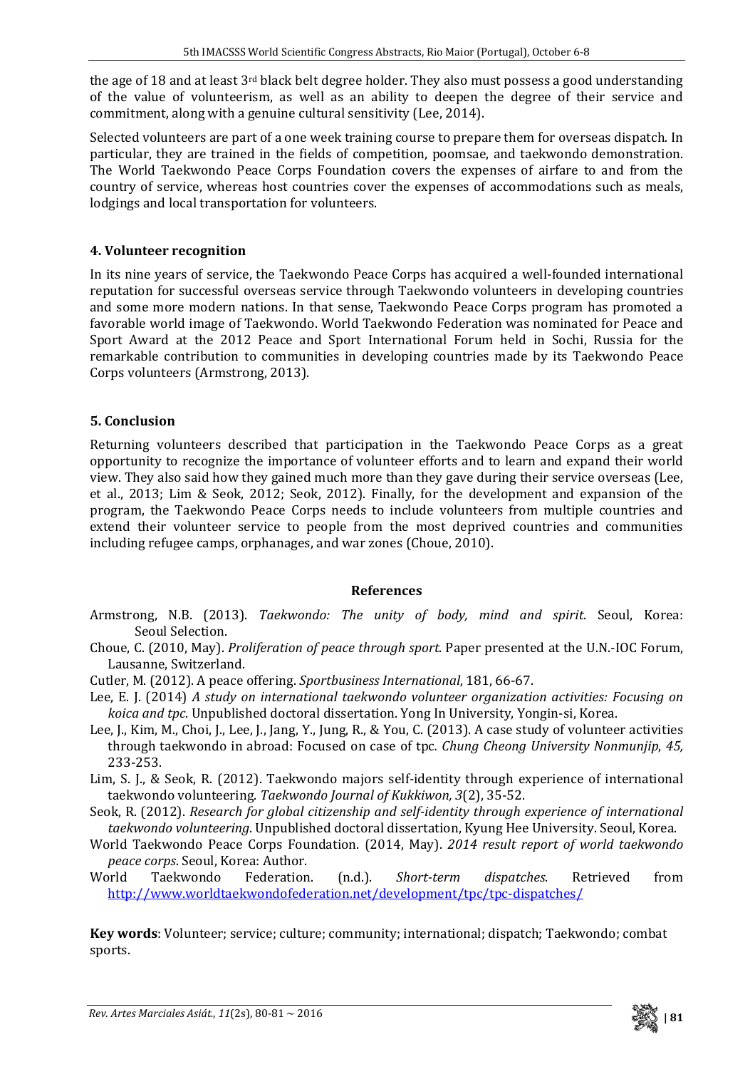the age of 18 and at least 3rd black belt degree holder. They also must possess a good understanding of the value of volunteerism, as well as an ability to deepen the degree of their service and commitment, along with a genuine cultural sensitivity (Lee, 2014).

Selected volunteers are part of a one week training course to prepare them for overseas dispatch. In particular, they are trained in the fields of competition, poomsae, and taekwondo demonstration. The World Taekwondo Peace Corps Foundation covers the expenses of airfare to and from the country of service, whereas host countries cover the expenses of accommodations such as meals, lodgings and local transportation for volunteers.

## 4. Volunteer recognition

In its nine years of service, the Taekwondo Peace Corps has acquired a well-founded international reputation for successful overseas service through Taekwondo volunteers in developing countries and some more modern nations. In that sense, Taekwondo Peace Corps program has promoted a favorable world image of Taekwondo. World Taekwondo Federation was nominated for Peace and Sport Award at the 2012 Peace and Sport International Forum held in Sochi, Russia for the remarkable contribution to communities in developing countries made by its Taekwondo Peace Corps volunteers (Armstrong, 2013).

## 5. Conclusion

Returning volunteers described that participation in the Taekwondo Peace Corps as a great opportunity to recognize the importance of volunteer efforts and to learn and expand their world view. They also said how they gained much more than they gave during their service overseas (Lee, et al., 2013; Lim & Seok, 2012; Seok, 2012). Finally, for the development and expansion of the program, the Taekwondo Peace Corps needs to include volunteers from multiple countries and extend their volunteer service to people from the most deprived countries and communities including refugee camps, orphanages, and war zones (Choue, 2010).

## References

Armstrong, N.B. (2013). *Taekwondo: The unity of body, mind and spirit*. Seoul, Korea: Seoul Selection.

Choue, C. (2010, May). *Proliferation of peace through sport*. Paper presented at the U.N.-IOC Forum, Lausanne, Switzerland.

Cutler, M. (2012). A peace offering. *Sportbusiness International*, 181, 66-67.

Lee, E. J. (2014) *A study on international taekwondo volunteer organization activities: Focusing on koica and tpc*. Unpublished doctoral dissertation. Yong In University, Yongin-si, Korea.

Lee, J., Kim, M., Choi, J., Lee, J., Jang, Y., Jung, R., & You, C. (2013). A case study of volunteer activities through taekwondo in abroad: Focused on case of tpc. *Chung Cheong University Nonmunjip*, *45,* 233-253.

Lim, S. J., & Seok, R. (2012). Taekwondo majors self-identity through experience of international taekwondo volunteering. *Taekwondo Journal of Kukkiwon, 3*(2), 35-52.

Seok, R. (2012). *Research for global citizenship and self-identity through experience of international taekwondo volunteering*. Unpublished doctoral dissertation, Kyung Hee University. Seoul, Korea.

World Taekwondo Peace Corps Foundation. (2014, May). *2014 result report of world taekwondo peace corps*. Seoul, Korea: Author.

World Taekwondo Federation. (n.d.). *Short-term dispatches*. Retrieved from http://www.worldtaekwondofederation.net/development/tpc/tpc-dispatches/

**Key words**: Volunteer; service; culture; community; international; dispatch; Taekwondo; combat sports.